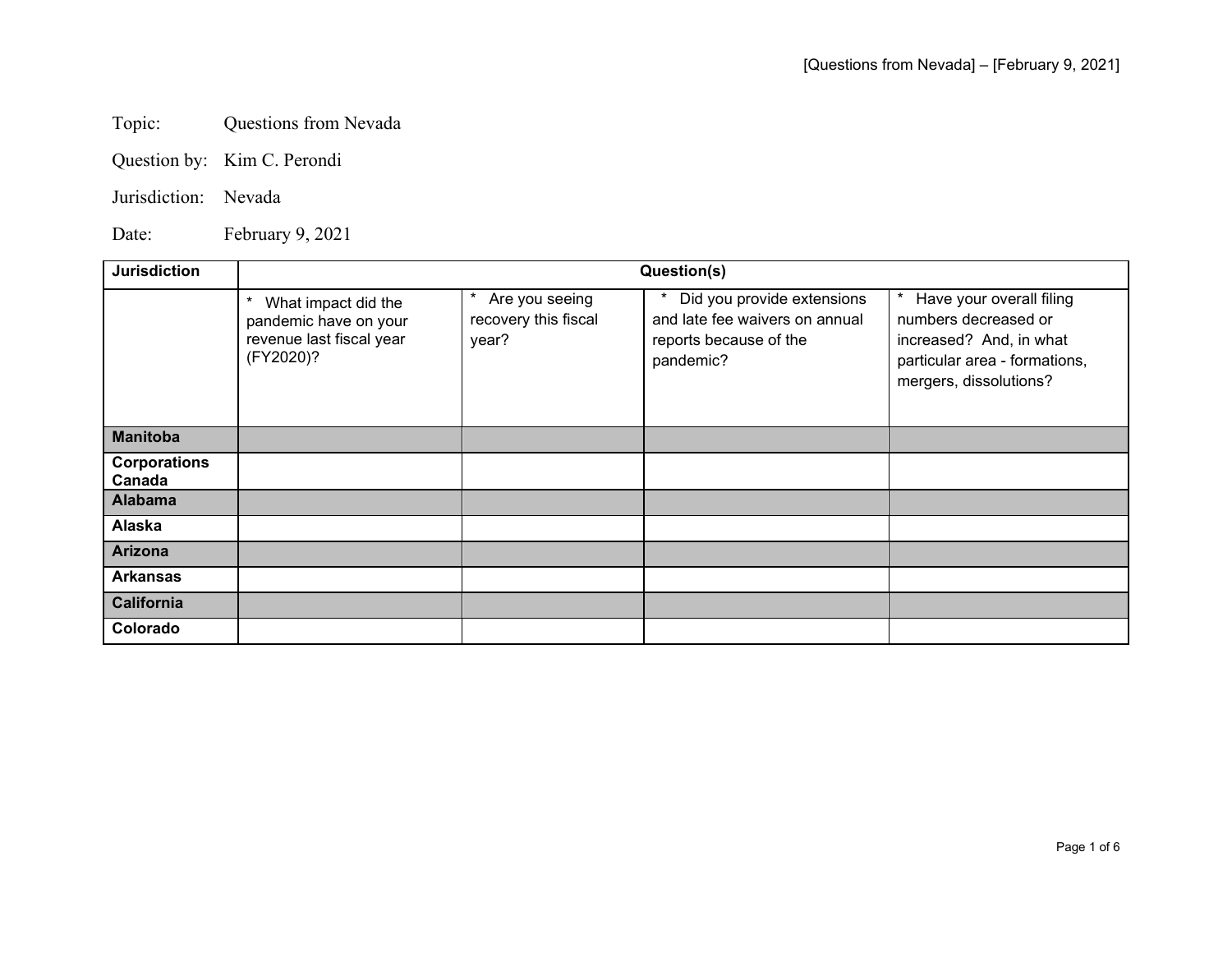Topic: Questions from Nevada

Question by: Kim C. Perondi

Jurisdiction: Nevada

Date: February 9, 2021

| Jurisdiction | Question(s) | | | |
|---|---|---|---|---|
| | * What impact did the pandemic have on your revenue last fiscal year (FY2020)? | * Are you seeing recovery this fiscal year? | * Did you provide extensions and late fee waivers on annual reports because of the pandemic? | * Have your overall filing numbers decreased or increased? And, in what particular area - formations, mergers, dissolutions? |
| **Manitoba** | | | | |
| **Corporations Canada** | | | | |
| **Alabama** | | | | |
| **Alaska** | | | | |
| **Arizona** | | | | |
| **Arkansas** | | | | |
| **California** | | | | |
| **Colorado** | | | | |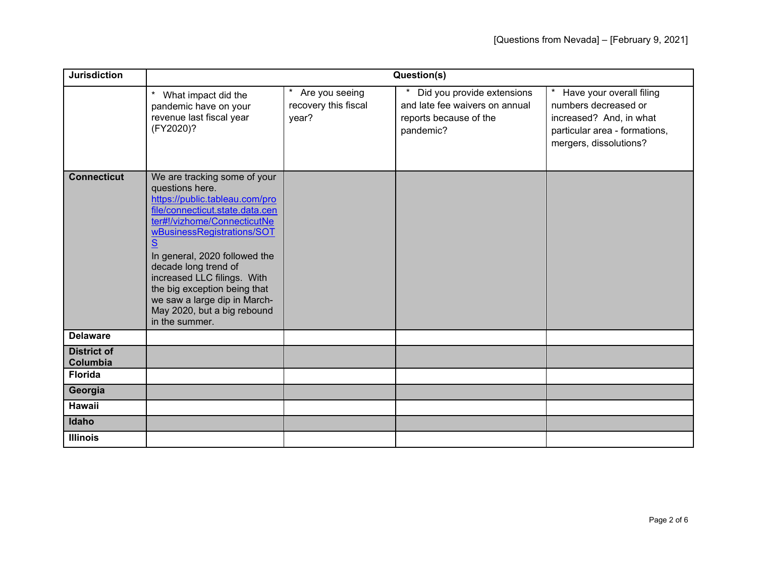| Jurisdiction | Question(s) | | | |
|---|---|---|---|---|
| | * What impact did the pandemic have on your revenue last fiscal year (FY2020)? | * Are you seeing recovery this fiscal year? | * Did you provide extensions and late fee waivers on annual reports because of the pandemic? | * Have your overall filing numbers decreased or increased? And, in what particular area - formations, mergers, dissolutions? |
| **Connecticut** | We are tracking some of your questions here. https://public.tableau.com/profile/connecticut.state.data.center#!/vizhome/ConnecticutNewBusinessRegistrations/SOTS In general, 2020 followed the decade long trend of increased LLC filings. With the big exception being that we saw a large dip in March-May 2020, but a big rebound in the summer. | | | |
| **Delaware** | | | | |
| **District of Columbia** | | | | |
| **Florida** | | | | |
| **Georgia** | | | | |
| **Hawaii** | | | | |
| **Idaho** | | | | |
| **Illinois** | | | | |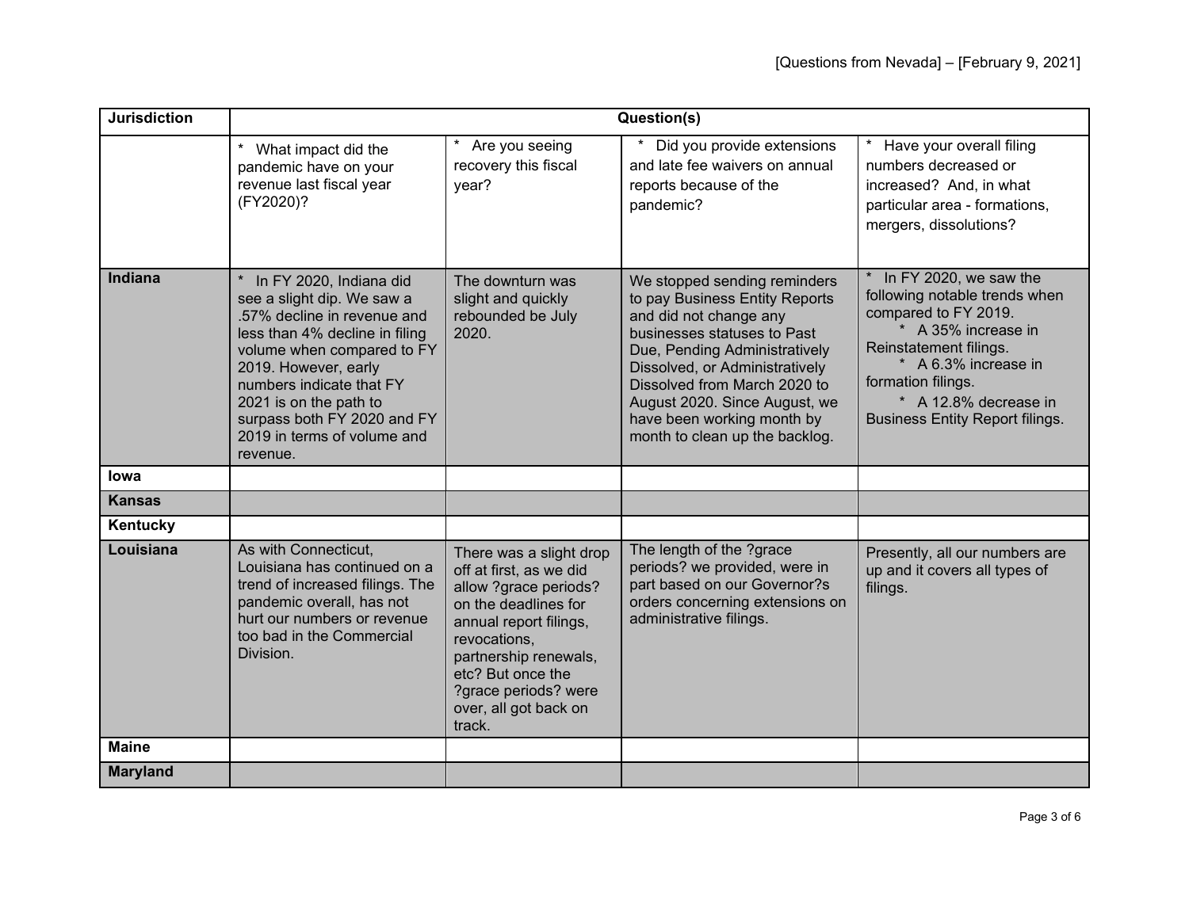| Jurisdiction | Question(s) | | | |
|---|---|---|---|---|
| | * What impact did the pandemic have on your revenue last fiscal year (FY2020)? | * Are you seeing recovery this fiscal year? | * Did you provide extensions and late fee waivers on annual reports because of the pandemic? | * Have your overall filing numbers decreased or increased? And, in what particular area - formations, mergers, dissolutions? |
| **Indiana** | * In FY 2020, Indiana did see a slight dip. We saw a .57% decline in revenue and less than 4% decline in filing volume when compared to FY 2019. However, early numbers indicate that FY 2021 is on the path to surpass both FY 2020 and FY 2019 in terms of volume and revenue. | The downturn was slight and quickly rebounded be July 2020. | We stopped sending reminders to pay Business Entity Reports and did not change any businesses statuses to Past Due, Pending Administratively Dissolved, or Administratively Dissolved from March 2020 to August 2020. Since August, we have been working month by month to clean up the backlog. | * In FY 2020, we saw the following notable trends when compared to FY 2019. * A 35% increase in Reinstatement filings. * A 6.3% increase in formation filings. * A 12.8% decrease in Business Entity Report filings. |
| **Iowa** | | | | |
| **Kansas** | | | | |
| **Kentucky** | | | | |
| **Louisiana** | As with Connecticut, Louisiana has continued on a trend of increased filings. The pandemic overall, has not hurt our numbers or revenue too bad in the Commercial Division. | There was a slight drop off at first, as we did allow ?grace periods? on the deadlines for annual report filings, revocations, partnership renewals, etc? But once the ?grace periods? were over, all got back on track. | The length of the ?grace periods? we provided, were in part based on our Governor?s orders concerning extensions on administrative filings. | Presently, all our numbers are up and it covers all types of filings. |
| **Maine** | | | | |
| **Maryland** | | | | |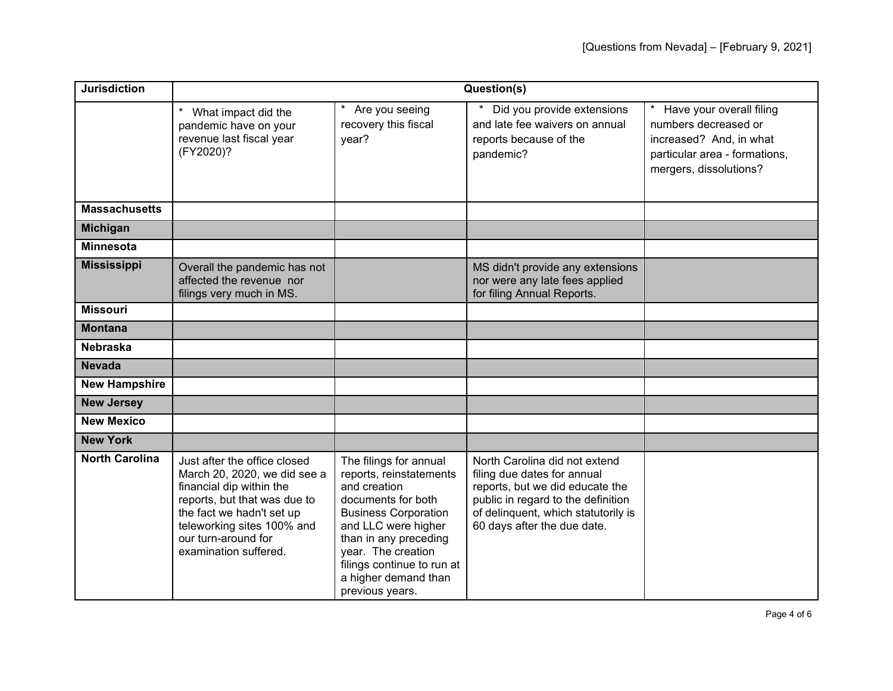| Jurisdiction | Question(s) | | | |
|---|---|---|---|---|
| | * What impact did the pandemic have on your revenue last fiscal year (FY2020)? | * Are you seeing recovery this fiscal year? | * Did you provide extensions and late fee waivers on annual reports because of the pandemic? | * Have your overall filing numbers decreased or increased? And, in what particular area - formations, mergers, dissolutions? |
| **Massachusetts** | | | | |
| **Michigan** | | | | |
| **Minnesota** | | | | |
| **Mississippi** | Overall the pandemic has not affected the revenue nor filings very much in MS. | | MS didn't provide any extensions nor were any late fees applied for filing Annual Reports. | |
| **Missouri** | | | | |
| **Montana** | | | | |
| **Nebraska** | | | | |
| **Nevada** | | | | |
| **New Hampshire** | | | | |
| **New Jersey** | | | | |
| **New Mexico** | | | | |
| **New York** | | | | |
| **North Carolina** | Just after the office closed March 20, 2020, we did see a financial dip within the reports, but that was due to the fact we hadn't set up teleworking sites 100% and our turn-around for examination suffered. | The filings for annual reports, reinstatements and creation documents for both Business Corporation and LLC were higher than in any preceding year. The creation filings continue to run at a higher demand than previous years. | North Carolina did not extend filing due dates for annual reports, but we did educate the public in regard to the definition of delinquent, which statutorily is 60 days after the due date. | |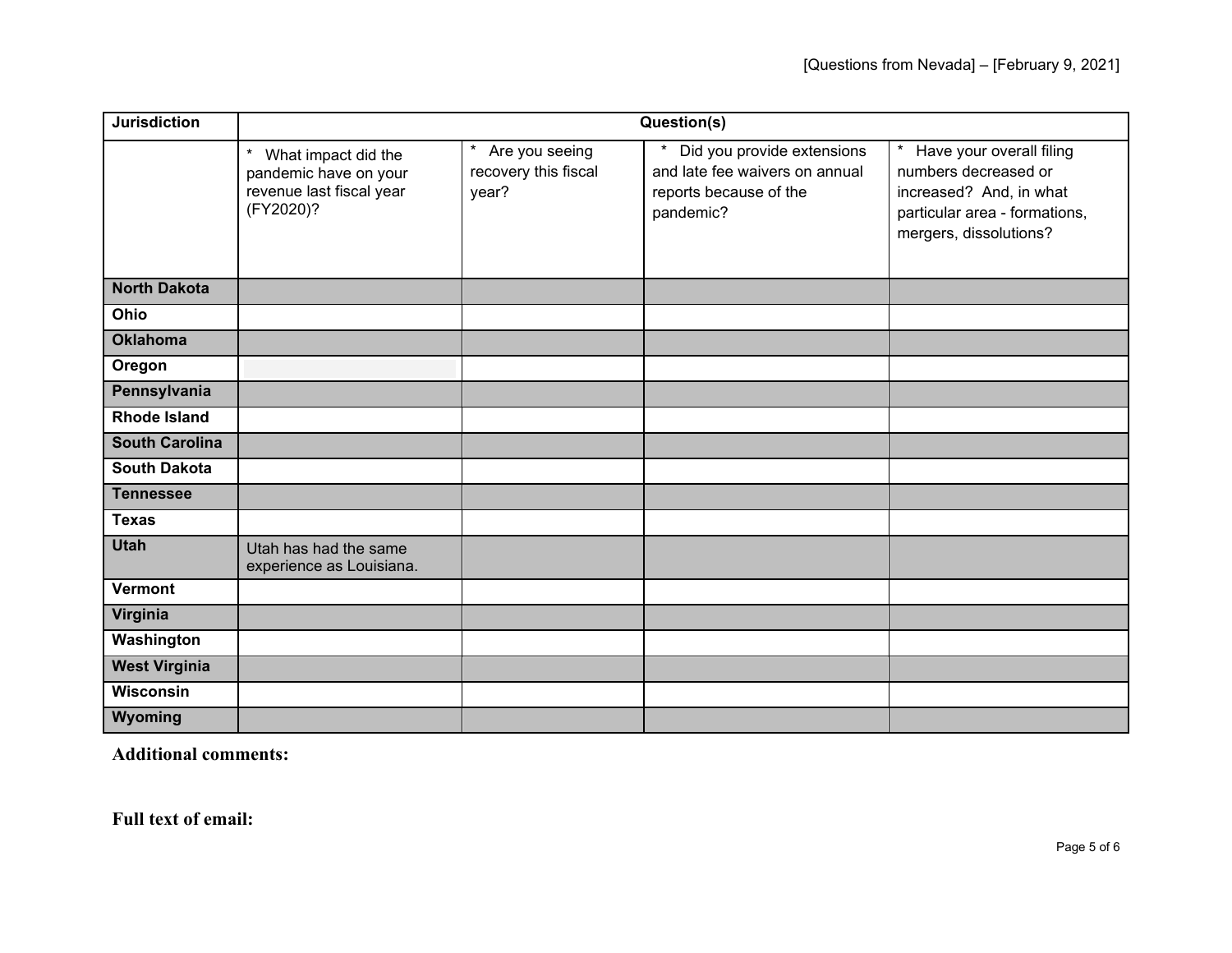| Jurisdiction | Question(s) | | | |
|---|---|---|---|---|
| | * What impact did the pandemic have on your revenue last fiscal year (FY2020)? | * Are you seeing recovery this fiscal year? | * Did you provide extensions and late fee waivers on annual reports because of the pandemic? | * Have your overall filing numbers decreased or increased? And, in what particular area - formations, mergers, dissolutions? |
| **North Dakota** | | | | |
| **Ohio** | | | | |
| **Oklahoma** | | | | |
| **Oregon** | | | | |
| **Pennsylvania** | | | | |
| **Rhode Island** | | | | |
| **South Carolina** | | | | |
| **South Dakota** | | | | |
| **Tennessee** | | | | |
| **Texas** | | | | |
| **Utah** | Utah has had the same experience as Louisiana. | | | |
| **Vermont** | | | | |
| **Virginia** | | | | |
| **Washington** | | | | |
| **West Virginia** | | | | |
| **Wisconsin** | | | | |
| **Wyoming** | | | | |

**Additional comments:**

**Full text of email:**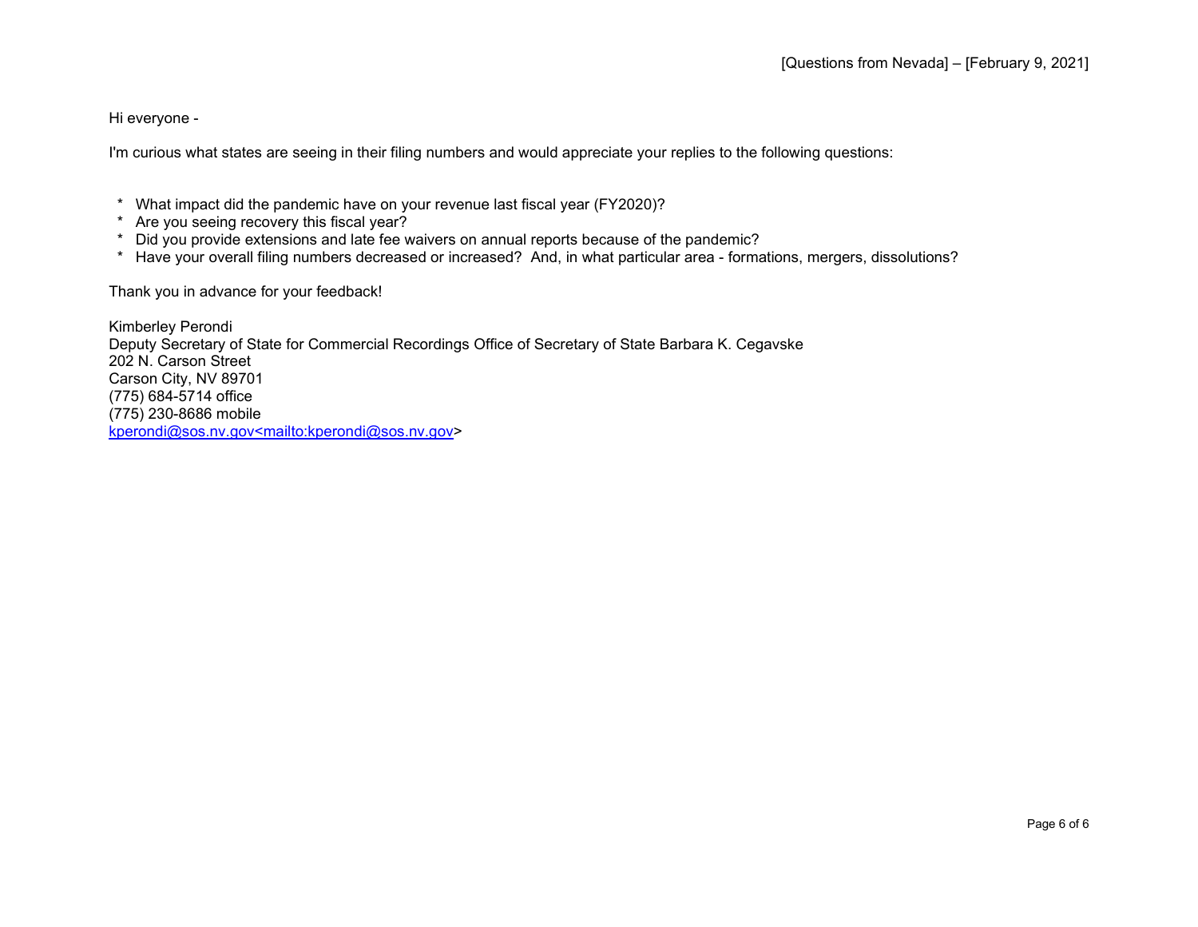Hi everyone -

I'm curious what states are seeing in their filing numbers and would appreciate your replies to the following questions:

* What impact did the pandemic have on your revenue last fiscal year (FY2020)?
* Are you seeing recovery this fiscal year?
* Did you provide extensions and late fee waivers on annual reports because of the pandemic?
* Have your overall filing numbers decreased or increased? And, in what particular area - formations, mergers, dissolutions?

Thank you in advance for your feedback!

Kimberley Perondi
Deputy Secretary of State for Commercial Recordings Office of Secretary of State Barbara K. Cegavske
202 N. Carson Street
Carson City, NV 89701
(775) 684-5714 office
(775) 230-8686 mobile
kperondi@sos.nv.gov<mailto:kperondi@sos.nv.gov>